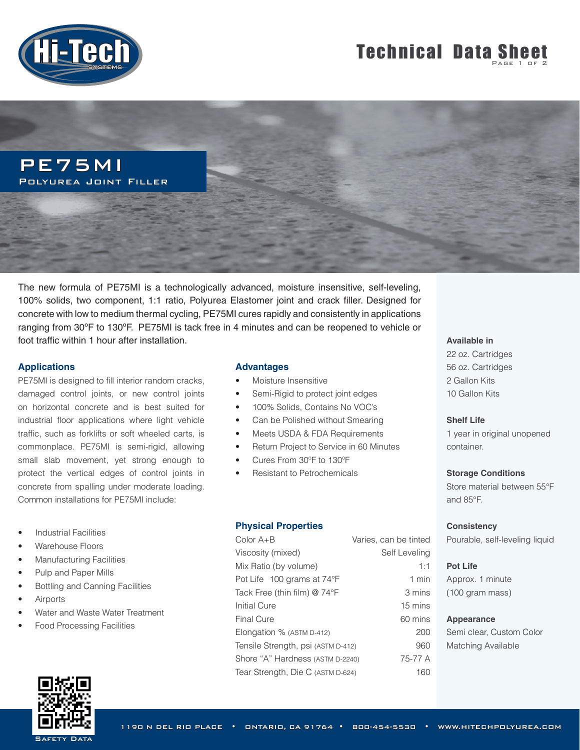# Technical Data Sheet

## PE75MI

### Polyurea Joint Filler

The new formula of PE75MI is a technologically advanced, moisture insensitive, self-leveling, 100% solids, two component, 1:1 ratio, Polyurea Elastomer joint and crack filler. Designed for concrete with low to medium thermal cycling, PE75MI cures rapidly and consistently in applications ranging from 30ºF to 130ºF. PE75MI is tack free in 4 minutes and can be reopened to vehicle or foot traffic within 1 hour after installation.

### Applications

PE75MI is designed to fill interior random cracks, damaged control joints, or new control joints on horizontal concrete and is best suited for industrial floor applications where light vehicle traffic, such as forklifts or soft wheeled carts, is commonplace. PE75MI is semi-rigid, allowing small slab movement, yet strong enough to protect the vertical edges of control joints in concrete from spalling under moderate loading. Common installations for PE75MI include:

- Industrial Facilities
- Warehouse Floors
- Manufacturing Facilities
- Pulp and Paper Mills
- Bottling and Canning Facilities
- Airports
- Water and Waste Water Treatment
- Food Processing Facilities

### Advantages

- Moisture Insensitive
- Semi-Rigid to protect joint edges
- 100% Solids, Contains No VOC's
- Can be Polished without Smearing
- Meets USDA & FDA Requirements
- Return Project to Service in 60 Minutes
- Cures From 30ºF to 130ºF
- Resistant to Petrochemicals

### Physical Properties

| Property | Value |
|---|---|
| Color A+B | Varies, can be tinted |
| Viscosity (mixed) | Self Leveling |
| Mix Ratio (by volume) | 1:1 |
| Pot Life 100 grams at 74°F | 1 min |
| Tack Free (thin film) @ 74°F | 3 mins |
| Initial Cure | 15 mins |
| Final Cure | 60 mins |
| Elongation % (ASTM D-412) | 200 |
| Tensile Strength, psi (ASTM D-412) | 960 |
| Shore "A" Hardness (ASTM D-2240) | 75-77 A |
| Tear Strength, Die C (ASTM D-624) | 160 |

**Available in**
22 oz. Cartridges
56 oz. Cartridges
2 Gallon Kits
10 Gallon Kits

**Shelf Life**
1 year in original unopened container.

**Storage Conditions**
Store material between 55°F and 85°F.

**Consistency**
Pourable, self-leveling liquid

**Pot Life**
Approx. 1 minute (100 gram mass)

**Appearance**
Semi clear, Custom Color Matching Available

Safety Data

1190 N Del Rio Place • Ontario, CA 91764 • 800-454-5530 • www.hitechpolyurea.com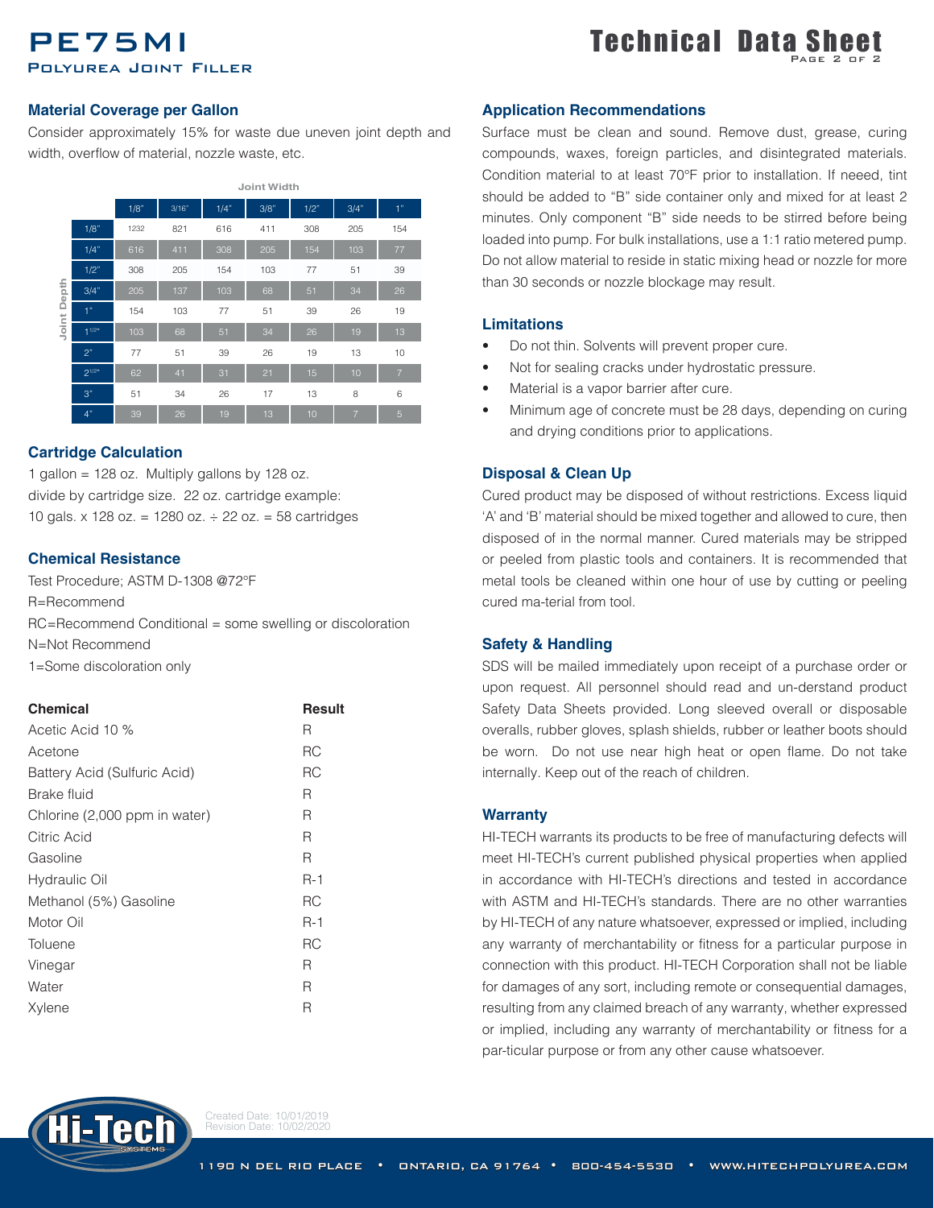# PE75MI

**Polyurea Joint Filler**

## Technical Data Sheet

### Material Coverage per Gallon

Consider approximately 15% for waste due uneven joint depth and width, overflow of material, nozzle waste, etc.

| Joint Depth \ Joint Width | 1/8" | 3/16" | 1/4" | 3/8" | 1/2" | 3/4" | 1" |
|---|---|---|---|---|---|---|---|
| 1/8" | 1232 | 821 | 616 | 411 | 308 | 205 | 154 |
| 1/4" | 616 | 411 | 308 | 205 | 154 | 103 | 77 |
| 1/2" | 308 | 205 | 154 | 103 | 77 | 51 | 39 |
| 3/4" | 205 | 137 | 103 | 68 | 51 | 34 | 26 |
| 1" | 154 | 103 | 77 | 51 | 39 | 26 | 19 |
| 1 1/2" | 103 | 68 | 51 | 34 | 26 | 19 | 13 |
| 2" | 77 | 51 | 39 | 26 | 19 | 13 | 10 |
| 2 1/2" | 62 | 41 | 31 | 21 | 15 | 10 | 7 |
| 3" | 51 | 34 | 26 | 17 | 13 | 8 | 6 |
| 4" | 39 | 26 | 19 | 13 | 10 | 7 | 5 |

### Cartridge Calculation

1 gallon = 128 oz. Multiply gallons by 128 oz.
divide by cartridge size. 22 oz. cartridge example:
10 gals. x 128 oz. = 1280 oz. ÷ 22 oz. = 58 cartridges

### Chemical Resistance

Test Procedure; ASTM D-1308 @72°F
R=Recommend
RC=Recommend Conditional = some swelling or discoloration
N=Not Recommend
1=Some discoloration only

| Chemical | Result |
|---|---|
| Acetic Acid 10 % | R |
| Acetone | RC |
| Battery Acid (Sulfuric Acid) | RC |
| Brake fluid | R |
| Chlorine (2,000 ppm in water) | R |
| Citric Acid | R |
| Gasoline | R |
| Hydraulic Oil | R-1 |
| Methanol (5%) Gasoline | RC |
| Motor Oil | R-1 |
| Toluene | RC |
| Vinegar | R |
| Water | R |
| Xylene | R |

### Application Recommendations

Surface must be clean and sound. Remove dust, grease, curing compounds, waxes, foreign particles, and disintegrated materials. Condition material to at least 70°F prior to installation. If neeed, tint should be added to "B" side container only and mixed for at least 2 minutes. Only component "B" side needs to be stirred before being loaded into pump. For bulk installations, use a 1:1 ratio metered pump. Do not allow material to reside in static mixing head or nozzle for more than 30 seconds or nozzle blockage may result.

### Limitations

- Do not thin. Solvents will prevent proper cure.
- Not for sealing cracks under hydrostatic pressure.
- Material is a vapor barrier after cure.
- Minimum age of concrete must be 28 days, depending on curing and drying conditions prior to applications.

### Disposal & Clean Up

Cured product may be disposed of without restrictions. Excess liquid 'A' and 'B' material should be mixed together and allowed to cure, then disposed of in the normal manner. Cured materials may be stripped or peeled from plastic tools and containers. It is recommended that metal tools be cleaned within one hour of use by cutting or peeling cured ma-terial from tool.

### Safety & Handling

SDS will be mailed immediately upon receipt of a purchase order or upon request. All personnel should read and un-derstand product Safety Data Sheets provided. Long sleeved overall or disposable overalls, rubber gloves, splash shields, rubber or leather boots should be worn. Do not use near high heat or open flame. Do not take internally. Keep out of the reach of children.

### Warranty

HI-TECH warrants its products to be free of manufacturing defects will meet HI-TECH's current published physical properties when applied in accordance with HI-TECH's directions and tested in accordance with ASTM and HI-TECH's standards. There are no other warranties by HI-TECH of any nature whatsoever, expressed or implied, including any warranty of merchantability or fitness for a particular purpose in connection with this product. HI-TECH Corporation shall not be liable for damages of any sort, including remote or consequential damages, resulting from any claimed breach of any warranty, whether expressed or implied, including any warranty of merchantability or fitness for a par-ticular purpose or from any other cause whatsoever.

Hi-Tech Systems

Created Date: 10/01/2019
Revision Date: 10/02/2020

1190 N DEL RIO PLACE • ONTARIO, CA 91764 • 800-454-5530 • WWW.HITECHPOLYUREA.COM